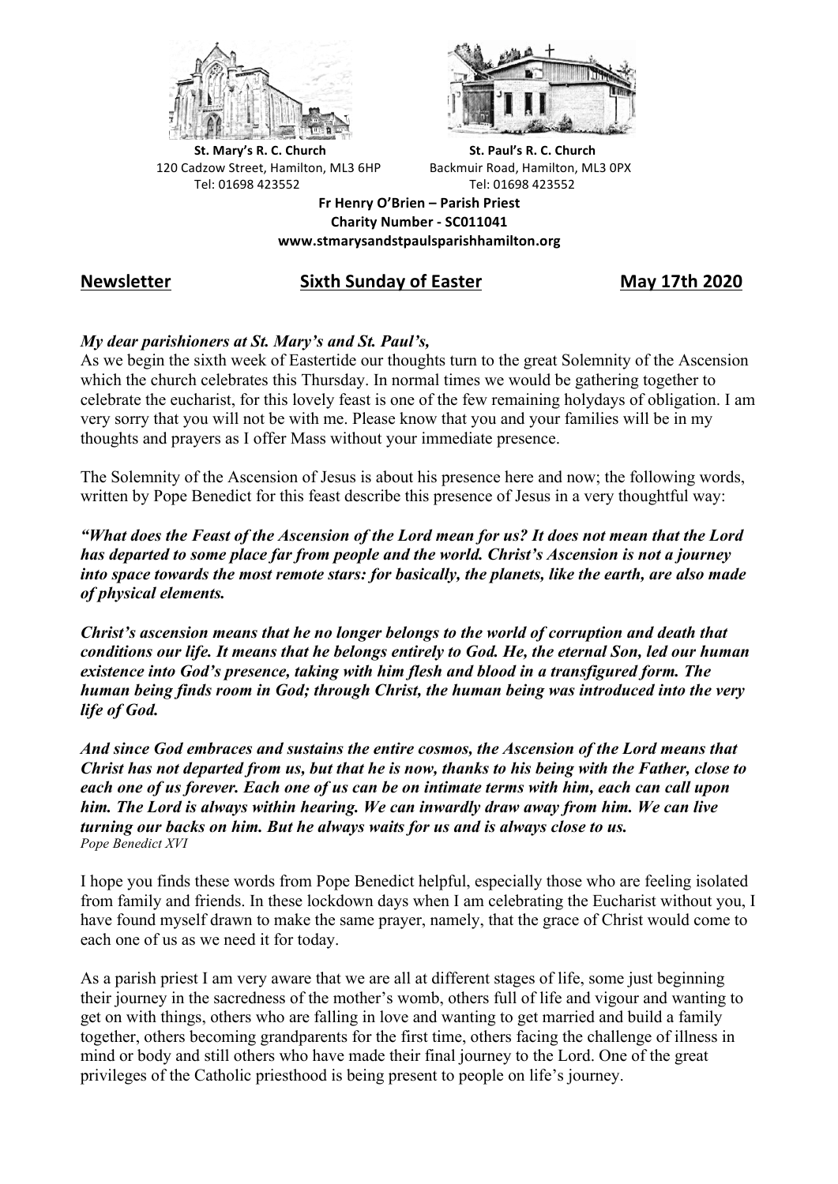**St. Mary's R. C. Church**
120 Cadzow Street, Hamilton, ML3 6HP
Tel: 01698 423552

**St. Paul's R. C. Church**
Backmuir Road, Hamilton, ML3 0PX
Tel: 01698 423552

**Fr Henry O'Brien – Parish Priest**
**Charity Number - SC011041**
**www.stmarysandstpaulsparishhamilton.org**

## Newsletter | Sixth Sunday of Easter | May 17th 2020

***My dear parishioners at St. Mary's and St. Paul's,***

As we begin the sixth week of Eastertide our thoughts turn to the great Solemnity of the Ascension which the church celebrates this Thursday. In normal times we would be gathering together to celebrate the eucharist, for this lovely feast is one of the few remaining holydays of obligation. I am very sorry that you will not be with me. Please know that you and your families will be in my thoughts and prayers as I offer Mass without your immediate presence.

The Solemnity of the Ascension of Jesus is about his presence here and now; the following words, written by Pope Benedict for this feast describe this presence of Jesus in a very thoughtful way:

***"What does the Feast of the Ascension of the Lord mean for us? It does not mean that the Lord has departed to some place far from people and the world. Christ's Ascension is not a journey into space towards the most remote stars: for basically, the planets, like the earth, are also made of physical elements.***

***Christ's ascension means that he no longer belongs to the world of corruption and death that conditions our life. It means that he belongs entirely to God. He, the eternal Son, led our human existence into God's presence, taking with him flesh and blood in a transfigured form. The human being finds room in God; through Christ, the human being was introduced into the very life of God.***

***And since God embraces and sustains the entire cosmos, the Ascension of the Lord means that Christ has not departed from us, but that he is now, thanks to his being with the Father, close to each one of us forever. Each one of us can be on intimate terms with him, each can call upon him. The Lord is always within hearing. We can inwardly draw away from him. We can live turning our backs on him. But he always waits for us and is always close to us.***
*Pope Benedict XVI*

I hope you finds these words from Pope Benedict helpful, especially those who are feeling isolated from family and friends. In these lockdown days when I am celebrating the Eucharist without you, I have found myself drawn to make the same prayer, namely, that the grace of Christ would come to each one of us as we need it for today.

As a parish priest I am very aware that we are all at different stages of life, some just beginning their journey in the sacredness of the mother's womb, others full of life and vigour and wanting to get on with things, others who are falling in love and wanting to get married and build a family together, others becoming grandparents for the first time, others facing the challenge of illness in mind or body and still others who have made their final journey to the Lord. One of the great privileges of the Catholic priesthood is being present to people on life's journey.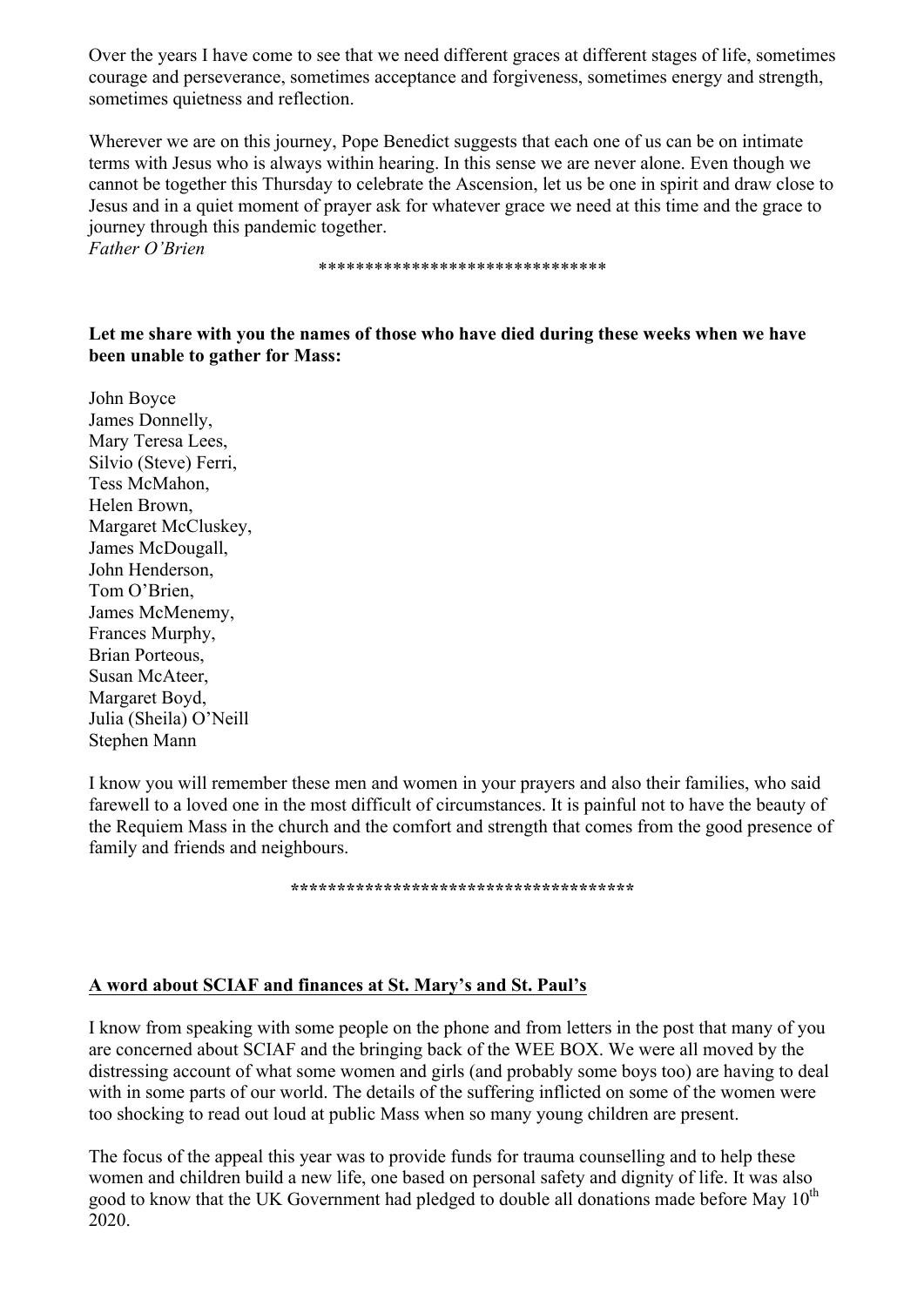Over the years I have come to see that we need different graces at different stages of life, sometimes courage and perseverance, sometimes acceptance and forgiveness, sometimes energy and strength, sometimes quietness and reflection.

Wherever we are on this journey, Pope Benedict suggests that each one of us can be on intimate terms with Jesus who is always within hearing. In this sense we are never alone. Even though we cannot be together this Thursday to celebrate the Ascension, let us be one in spirit and draw close to Jesus and in a quiet moment of prayer ask for whatever grace we need at this time and the grace to journey through this pandemic together.

*Father O'Brien*

*******************************

**Let me share with you the names of those who have died during these weeks when we have been unable to gather for Mass:**

John Boyce
James Donnelly,
Mary Teresa Lees,
Silvio (Steve) Ferri,
Tess McMahon,
Helen Brown,
Margaret McCluskey,
James McDougall,
John Henderson,
Tom O'Brien,
James McMenemy,
Frances Murphy,
Brian Porteous,
Susan McAteer,
Margaret Boyd,
Julia (Sheila) O'Neill
Stephen Mann

I know you will remember these men and women in your prayers and also their families, who said farewell to a loved one in the most difficult of circumstances. It is painful not to have the beauty of the Requiem Mass in the church and the comfort and strength that comes from the good presence of family and friends and neighbours.

*************************************

**A word about SCIAF and finances at St. Mary's and St. Paul's**

I know from speaking with some people on the phone and from letters in the post that many of you are concerned about SCIAF and the bringing back of the WEE BOX. We were all moved by the distressing account of what some women and girls (and probably some boys too) are having to deal with in some parts of our world. The details of the suffering inflicted on some of the women were too shocking to read out loud at public Mass when so many young children are present.

The focus of the appeal this year was to provide funds for trauma counselling and to help these women and children build a new life, one based on personal safety and dignity of life. It was also good to know that the UK Government had pledged to double all donations made before May 10th 2020.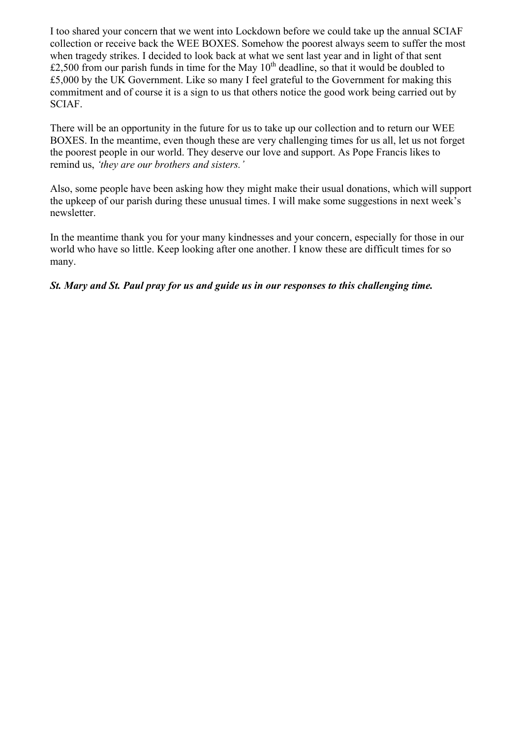I too shared your concern that we went into Lockdown before we could take up the annual SCIAF collection or receive back the WEE BOXES. Somehow the poorest always seem to suffer the most when tragedy strikes. I decided to look back at what we sent last year and in light of that sent £2,500 from our parish funds in time for the May 10th deadline, so that it would be doubled to £5,000 by the UK Government. Like so many I feel grateful to the Government for making this commitment and of course it is a sign to us that others notice the good work being carried out by SCIAF.

There will be an opportunity in the future for us to take up our collection and to return our WEE BOXES. In the meantime, even though these are very challenging times for us all, let us not forget the poorest people in our world. They deserve our love and support. As Pope Francis likes to remind us, *'they are our brothers and sisters.'*

Also, some people have been asking how they might make their usual donations, which will support the upkeep of our parish during these unusual times. I will make some suggestions in next week's newsletter.

In the meantime thank you for your many kindnesses and your concern, especially for those in our world who have so little. Keep looking after one another. I know these are difficult times for so many.

***St. Mary and St. Paul pray for us and guide us in our responses to this challenging time.***